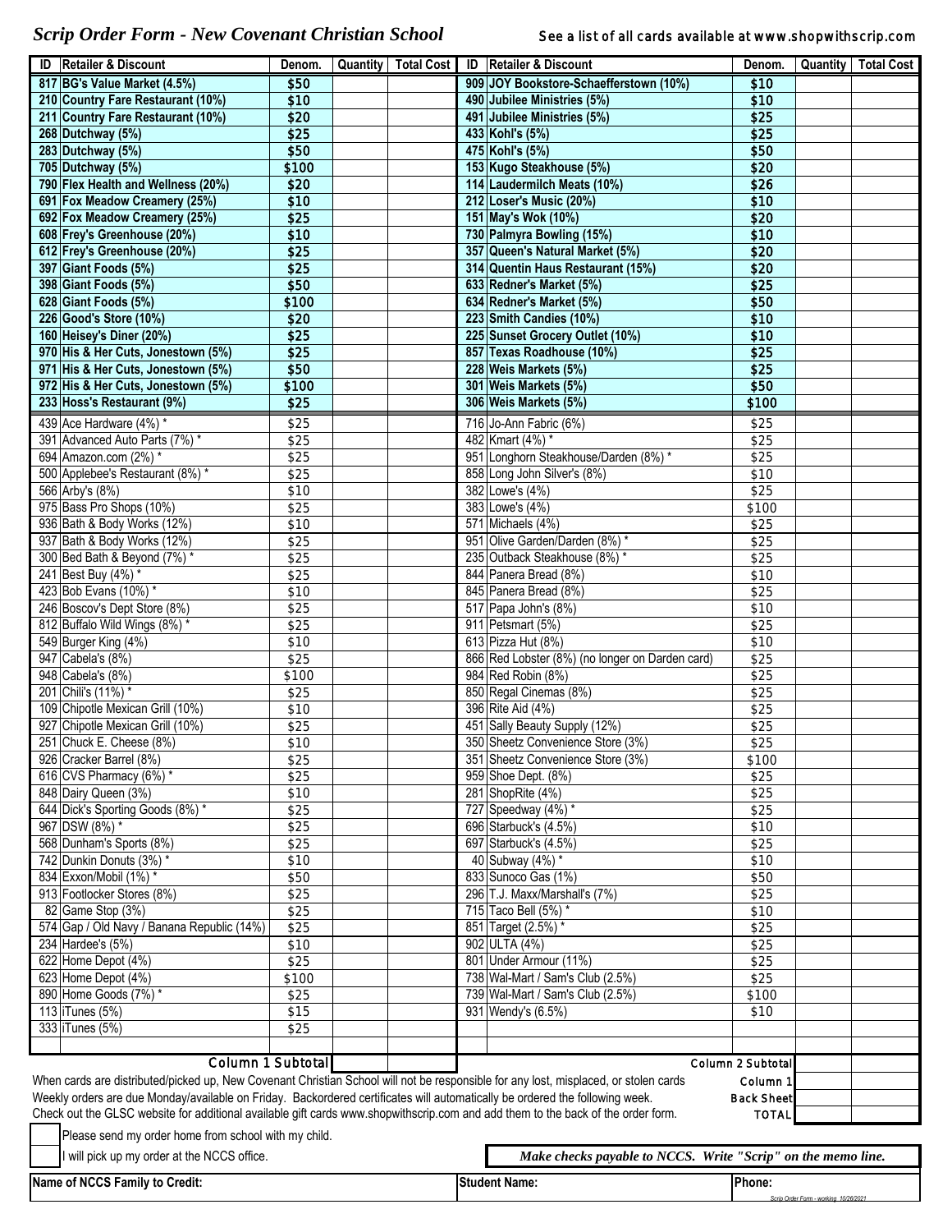# *Scrip Order Form - New Covenant Christian School*

See a list of all cards available at www.shopwithscrip.com

| ID | Retailer & Discount | Denom. | Quantity | Total Cost | ID | Retailer & Discount | Denom. | Quantity | Total Cost |
|---|---|---|---|---|---|---|---|---|---|
| 817 | **BG's Value Market (4.5%)** | $50 | | | 909 | **JOY Bookstore-Schaefferstown (10%)** | $10 | | |
| 210 | **Country Fare Restaurant (10%)** | $10 | | | 490 | **Jubilee Ministries (5%)** | $10 | | |
| 211 | **Country Fare Restaurant (10%)** | $20 | | | 491 | **Jubilee Ministries (5%)** | $25 | | |
| 268 | **Dutchway (5%)** | $25 | | | 433 | **Kohl's (5%)** | $25 | | |
| 283 | **Dutchway (5%)** | $50 | | | 475 | **Kohl's (5%)** | $50 | | |
| 705 | **Dutchway (5%)** | $100 | | | 153 | **Kugo Steakhouse (5%)** | $20 | | |
| 790 | **Flex Health and Wellness (20%)** | $20 | | | 114 | **Laudermilch Meats (10%)** | $26 | | |
| 691 | **Fox Meadow Creamery (25%)** | $10 | | | 212 | **Loser's Music (20%)** | $10 | | |
| 692 | **Fox Meadow Creamery (25%)** | $25 | | | 151 | **May's Wok (10%)** | $20 | | |
| 608 | **Frey's Greenhouse (20%)** | $10 | | | 730 | **Palmyra Bowling (15%)** | $10 | | |
| 612 | **Frey's Greenhouse (20%)** | $25 | | | 357 | **Queen's Natural Market (5%)** | $20 | | |
| 397 | **Giant Foods (5%)** | $25 | | | 314 | **Quentin Haus Restaurant (15%)** | $20 | | |
| 398 | **Giant Foods (5%)** | $50 | | | 633 | **Redner's Market (5%)** | $25 | | |
| 628 | **Giant Foods (5%)** | $100 | | | 634 | **Redner's Market (5%)** | $50 | | |
| 226 | **Good's Store (10%)** | $20 | | | 223 | **Smith Candies (10%)** | $10 | | |
| 160 | **Heisey's Diner (20%)** | $25 | | | 225 | **Sunset Grocery Outlet (10%)** | $10 | | |
| 970 | **His & Her Cuts, Jonestown (5%)** | $25 | | | 857 | **Texas Roadhouse (10%)** | $25 | | |
| 971 | **His & Her Cuts, Jonestown (5%)** | $50 | | | 228 | **Weis Markets (5%)** | $25 | | |
| 972 | **His & Her Cuts, Jonestown (5%)** | $100 | | | 301 | **Weis Markets (5%)** | $50 | | |
| 233 | **Hoss's Restaurant (9%)** | $25 | | | 306 | **Weis Markets (5%)** | $100 | | |
| 439 | Ace Hardware (4%) * | $25 | | | 716 | Jo-Ann Fabric (6%) | $25 | | |
| 391 | Advanced Auto Parts (7%) * | $25 | | | 482 | Kmart (4%) * | $25 | | |
| 694 | Amazon.com (2%) * | $25 | | | 951 | Longhorn Steakhouse/Darden (8%) * | $25 | | |
| 500 | Applebee's Restaurant (8%) * | $25 | | | 858 | Long John Silver's (8%) | $10 | | |
| 566 | Arby's (8%) | $10 | | | 382 | Lowe's (4%) | $25 | | |
| 975 | Bass Pro Shops (10%) | $25 | | | 383 | Lowe's (4%) | $100 | | |
| 936 | Bath & Body Works (12%) | $10 | | | 571 | Michaels (4%) | $25 | | |
| 937 | Bath & Body Works (12%) | $25 | | | 951 | Olive Garden/Darden (8%) * | $25 | | |
| 300 | Bed Bath & Beyond (7%) * | $25 | | | 235 | Outback Steakhouse (8%) * | $25 | | |
| 241 | Best Buy (4%) * | $25 | | | 844 | Panera Bread (8%) | $10 | | |
| 423 | Bob Evans (10%) * | $10 | | | 845 | Panera Bread (8%) | $25 | | |
| 246 | Boscov's Dept Store (8%) | $25 | | | 517 | Papa John's (8%) | $10 | | |
| 812 | Buffalo Wild Wings (8%) * | $25 | | | 911 | Petsmart (5%) | $25 | | |
| 549 | Burger King (4%) | $10 | | | 613 | Pizza Hut (8%) | $10 | | |
| 947 | Cabela's (8%) | $25 | | | 866 | Red Lobster (8%) (no longer on Darden card) | $25 | | |
| 948 | Cabela's (8%) | $100 | | | 984 | Red Robin (8%) | $25 | | |
| 201 | Chili's (11%) * | $25 | | | 850 | Regal Cinemas (8%) | $25 | | |
| 109 | Chipotle Mexican Grill (10%) | $10 | | | 396 | Rite Aid (4%) | $25 | | |
| 927 | Chipotle Mexican Grill (10%) | $25 | | | 451 | Sally Beauty Supply (12%) | $25 | | |
| 251 | Chuck E. Cheese (8%) | $10 | | | 350 | Sheetz Convenience Store (3%) | $25 | | |
| 926 | Cracker Barrel (8%) | $25 | | | 351 | Sheetz Convenience Store (3%) | $100 | | |
| 616 | CVS Pharmacy (6%) * | $25 | | | 959 | Shoe Dept. (8%) | $25 | | |
| 848 | Dairy Queen (3%) | $10 | | | 281 | ShopRite (4%) | $25 | | |
| 644 | Dick's Sporting Goods (8%) * | $25 | | | 727 | Speedway (4%) * | $25 | | |
| 967 | DSW (8%) * | $25 | | | 696 | Starbuck's (4.5%) | $10 | | |
| 568 | Dunham's Sports (8%) | $25 | | | 697 | Starbuck's (4.5%) | $25 | | |
| 742 | Dunkin Donuts (3%) * | $10 | | | 40 | Subway (4%) * | $10 | | |
| 834 | Exxon/Mobil (1%) * | $50 | | | 833 | Sunoco Gas (1%) | $50 | | |
| 913 | Footlocker Stores (8%) | $25 | | | 296 | T.J. Maxx/Marshall's (7%) | $25 | | |
| 82 | Game Stop (3%) | $25 | | | 715 | Taco Bell (5%) * | $10 | | |
| 574 | Gap / Old Navy / Banana Republic (14%) | $25 | | | 851 | Target (2.5%) * | $25 | | |
| 234 | Hardee's (5%) | $10 | | | 902 | ULTA (4%) | $25 | | |
| 622 | Home Depot (4%) | $25 | | | 801 | Under Armour (11%) | $25 | | |
| 623 | Home Depot (4%) | $100 | | | 738 | Wal-Mart / Sam's Club (2.5%) | $25 | | |
| 890 | Home Goods (7%) * | $25 | | | 739 | Wal-Mart / Sam's Club (2.5%) | $100 | | |
| 113 | iTunes (5%) | $15 | | | 931 | Wendy's (6.5%) | $10 | | |
| 333 | iTunes (5%) | $25 | | | | | | | |
| | | | | | | | | | |
| | | Column 1 Subtotal | | | | | Column 2 Subtotal | | |
| | | | | | | | Column 1 | | |
| | | | | | | | Back Sheet | | |
| | | | | | | | TOTAL | | |

When cards are distributed/picked up, New Covenant Christian School will not be responsible for any lost, misplaced, or stolen cards

Weekly orders are due Monday/available on Friday. Backordered certificates will automatically be ordered the following week.

Check out the GLSC website for additional available gift cards www.shopwithscrip.com and add them to the back of the order form.

☐ Please send my order home from school with my child.

☐ I will pick up my order at the NCCS office.

***Make checks payable to NCCS. Write "Scrip" on the memo line.***

| Name of NCCS Family to Credit: | Student Name: | Phone: |
|---|---|---|
| | | |

Scrip Order Form - working 10/26/2021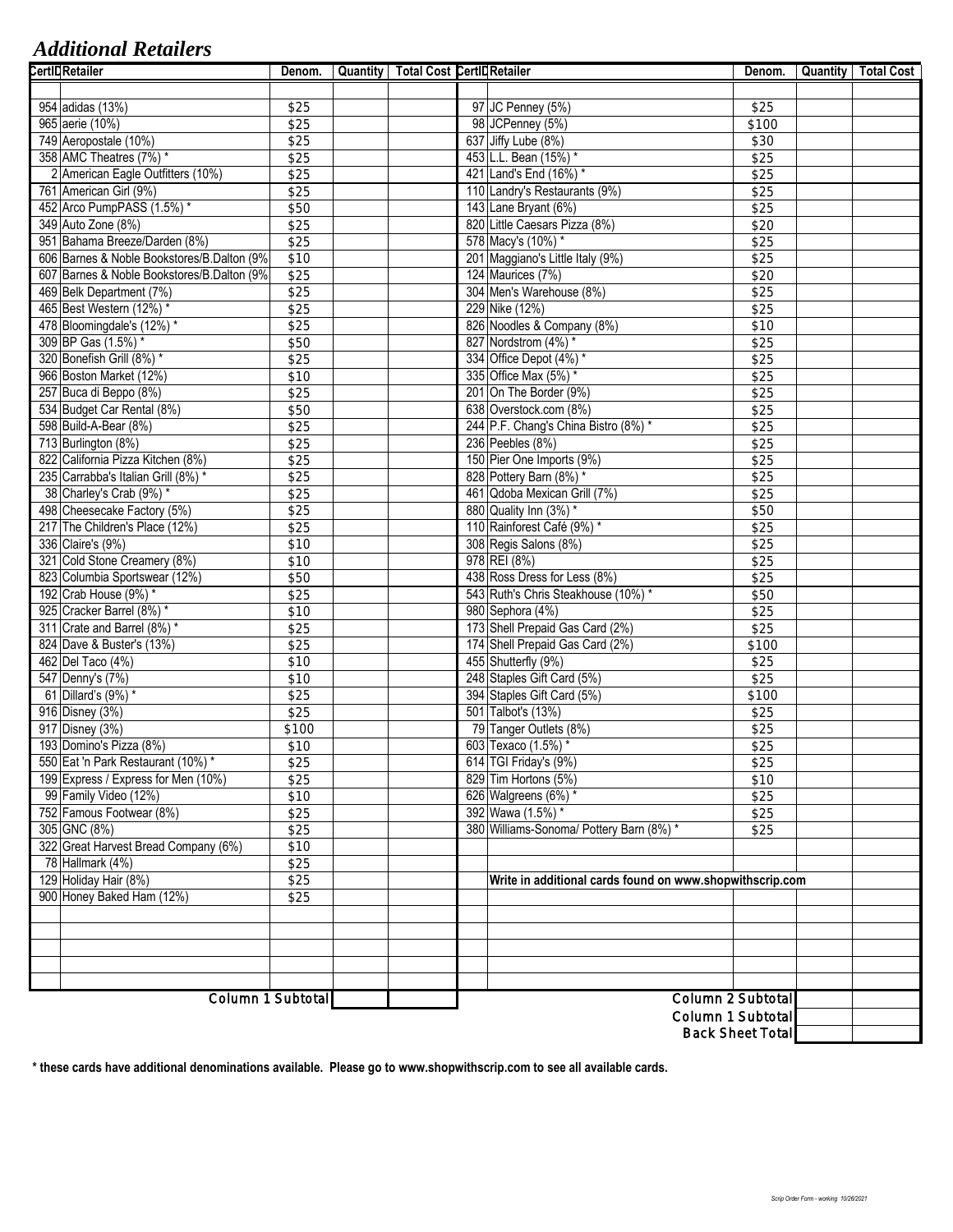## *Additional Retailers*

| CertID | Retailer | Denom. | Quantity | Total Cost | CertID | Retailer | Denom. | Quantity | Total Cost |
|---|---|---|---|---|---|---|---|---|---|
| | | | | | | | | | |
| 954 | adidas (13%) | $25 | | | 97 | JC Penney (5%) | $25 | | |
| 965 | aerie (10%) | $25 | | | 98 | JCPenney (5%) | $100 | | |
| 749 | Aeropostale (10%) | $25 | | | 637 | Jiffy Lube (8%) | $30 | | |
| 358 | AMC Theatres (7%) * | $25 | | | 453 | L.L. Bean (15%) * | $25 | | |
| 2 | American Eagle Outfitters (10%) | $25 | | | 421 | Land's End (16%) * | $25 | | |
| 761 | American Girl (9%) | $25 | | | 110 | Landry's Restaurants (9%) | $25 | | |
| 452 | Arco PumpPASS (1.5%) * | $50 | | | 143 | Lane Bryant (6%) | $25 | | |
| 349 | Auto Zone (8%) | $25 | | | 820 | Little Caesars Pizza (8%) | $20 | | |
| 951 | Bahama Breeze/Darden (8%) | $25 | | | 578 | Macy's (10%) * | $25 | | |
| 606 | Barnes & Noble Bookstores/B.Dalton (9% | $10 | | | 201 | Maggiano's Little Italy (9%) | $25 | | |
| 607 | Barnes & Noble Bookstores/B.Dalton (9% | $25 | | | 124 | Maurices (7%) | $20 | | |
| 469 | Belk Department (7%) | $25 | | | 304 | Men's Warehouse (8%) | $25 | | |
| 465 | Best Western (12%) * | $25 | | | 229 | Nike (12%) | $25 | | |
| 478 | Bloomingdale's (12%) * | $25 | | | 826 | Noodles & Company (8%) | $10 | | |
| 309 | BP Gas (1.5%) * | $50 | | | 827 | Nordstrom (4%) * | $25 | | |
| 320 | Bonefish Grill (8%) * | $25 | | | 334 | Office Depot (4%) * | $25 | | |
| 966 | Boston Market (12%) | $10 | | | 335 | Office Max (5%) * | $25 | | |
| 257 | Buca di Beppo (8%) | $25 | | | 201 | On The Border (9%) | $25 | | |
| 534 | Budget Car Rental (8%) | $50 | | | 638 | Overstock.com (8%) | $25 | | |
| 598 | Build-A-Bear (8%) | $25 | | | 244 | P.F. Chang's China Bistro (8%) * | $25 | | |
| 713 | Burlington (8%) | $25 | | | 236 | Peebles (8%) | $25 | | |
| 822 | California Pizza Kitchen (8%) | $25 | | | 150 | Pier One Imports (9%) | $25 | | |
| 235 | Carrabba's Italian Grill (8%) * | $25 | | | 828 | Pottery Barn (8%) * | $25 | | |
| 38 | Charley's Crab (9%) * | $25 | | | 461 | Qdoba Mexican Grill (7%) | $25 | | |
| 498 | Cheesecake Factory (5%) | $25 | | | 880 | Quality Inn (3%) * | $50 | | |
| 217 | The Children's Place (12%) | $25 | | | 110 | Rainforest Café (9%) * | $25 | | |
| 336 | Claire's (9%) | $10 | | | 308 | Regis Salons (8%) | $25 | | |
| 321 | Cold Stone Creamery (8%) | $10 | | | 978 | REI (8%) | $25 | | |
| 823 | Columbia Sportswear (12%) | $50 | | | 438 | Ross Dress for Less (8%) | $25 | | |
| 192 | Crab House (9%) * | $25 | | | 543 | Ruth's Chris Steakhouse (10%) * | $50 | | |
| 925 | Cracker Barrel (8%) * | $10 | | | 980 | Sephora (4%) | $25 | | |
| 311 | Crate and Barrel (8%) * | $25 | | | 173 | Shell Prepaid Gas Card (2%) | $25 | | |
| 824 | Dave & Buster's (13%) | $25 | | | 174 | Shell Prepaid Gas Card (2%) | $100 | | |
| 462 | Del Taco (4%) | $10 | | | 455 | Shutterfly (9%) | $25 | | |
| 547 | Denny's (7%) | $10 | | | 248 | Staples Gift Card (5%) | $25 | | |
| 61 | Dillard's (9%) * | $25 | | | 394 | Staples Gift Card (5%) | $100 | | |
| 916 | Disney (3%) | $25 | | | 501 | Talbot's (13%) | $25 | | |
| 917 | Disney (3%) | $100 | | | 79 | Tanger Outlets (8%) | $25 | | |
| 193 | Domino's Pizza (8%) | $10 | | | 603 | Texaco (1.5%) * | $25 | | |
| 550 | Eat 'n Park Restaurant (10%) * | $25 | | | 614 | TGI Friday's (9%) | $25 | | |
| 199 | Express / Express for Men (10%) | $25 | | | 829 | Tim Hortons (5%) | $10 | | |
| 99 | Family Video (12%) | $10 | | | 626 | Walgreens (6%) * | $25 | | |
| 752 | Famous Footwear (8%) | $25 | | | 392 | Wawa (1.5%) * | $25 | | |
| 305 | GNC (8%) | $25 | | | 380 | Williams-Sonoma/ Pottery Barn (8%) * | $25 | | |
| 322 | Great Harvest Bread Company (6%) | $10 | | | | | | | |
| 78 | Hallmark (4%) | $25 | | | | | | | |
| 129 | Holiday Hair (8%) | $25 | | | | **Write in additional cards found on www.shopwithscrip.com** | | | |
| 900 | Honey Baked Ham (12%) | $25 | | | | | | | |
| | | | | | | | | | |
| | | | | | | | | | |
| | | | | | | | | | |
| | | | | | | | | | |
| | | | | | | | | | |
| | | Column 1 Subtotal | | | | | Column 2 Subtotal | | |
| | | | | | | | Column 1 Subtotal | | |
| | | | | | | | Back Sheet Total | | |

**\* these cards have additional denominations available. Please go to www.shopwithscrip.com to see all available cards.**

*Scrip Order Form - working 10/26/2021*